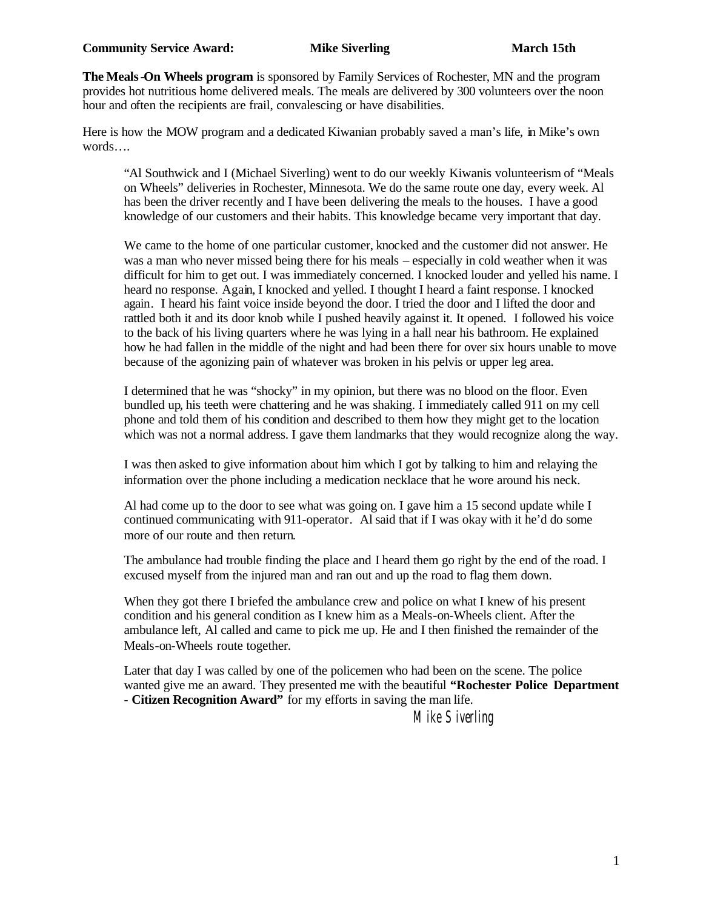**Community Service Award: Mike Siverling March 15th**

**The Meals-On Wheels program** is sponsored by Family Services of Rochester, MN and the program provides hot nutritious home delivered meals. The meals are delivered by 300 volunteers over the noon hour and often the recipients are frail, convalescing or have disabilities.

Here is how the MOW program and a dedicated Kiwanian probably saved a man's life, in Mike's own words….

> "Al Southwick and I (Michael Siverling) went to do our weekly Kiwanis volunteerism of "Meals on Wheels" deliveries in Rochester, Minnesota. We do the same route one day, every week. Al has been the driver recently and I have been delivering the meals to the houses. I have a good knowledge of our customers and their habits. This knowledge became very important that day.
>
> We came to the home of one particular customer, knocked and the customer did not answer. He was a man who never missed being there for his meals – especially in cold weather when it was difficult for him to get out. I was immediately concerned. I knocked louder and yelled his name. I heard no response. Again, I knocked and yelled. I thought I heard a faint response. I knocked again. I heard his faint voice inside beyond the door. I tried the door and I lifted the door and rattled both it and its door knob while I pushed heavily against it. It opened. I followed his voice to the back of his living quarters where he was lying in a hall near his bathroom. He explained how he had fallen in the middle of the night and had been there for over six hours unable to move because of the agonizing pain of whatever was broken in his pelvis or upper leg area.
>
> I determined that he was "shocky" in my opinion, but there was no blood on the floor. Even bundled up, his teeth were chattering and he was shaking. I immediately called 911 on my cell phone and told them of his condition and described to them how they might get to the location which was not a normal address. I gave them landmarks that they would recognize along the way.
>
> I was then asked to give information about him which I got by talking to him and relaying the information over the phone including a medication necklace that he wore around his neck.
>
> Al had come up to the door to see what was going on. I gave him a 15 second update while I continued communicating with 911-operator. Al said that if I was okay with it he'd do some more of our route and then return.
>
> The ambulance had trouble finding the place and I heard them go right by the end of the road. I excused myself from the injured man and ran out and up the road to flag them down.
>
> When they got there I briefed the ambulance crew and police on what I knew of his present condition and his general condition as I knew him as a Meals-on-Wheels client. After the ambulance left, Al called and came to pick me up. He and I then finished the remainder of the Meals-on-Wheels route together.
>
> Later that day I was called by one of the policemen who had been on the scene. The police wanted give me an award. They presented me with the beautiful **"Rochester Police Department - Citizen Recognition Award"** for my efforts in saving the man life.
>
> Mike Siverling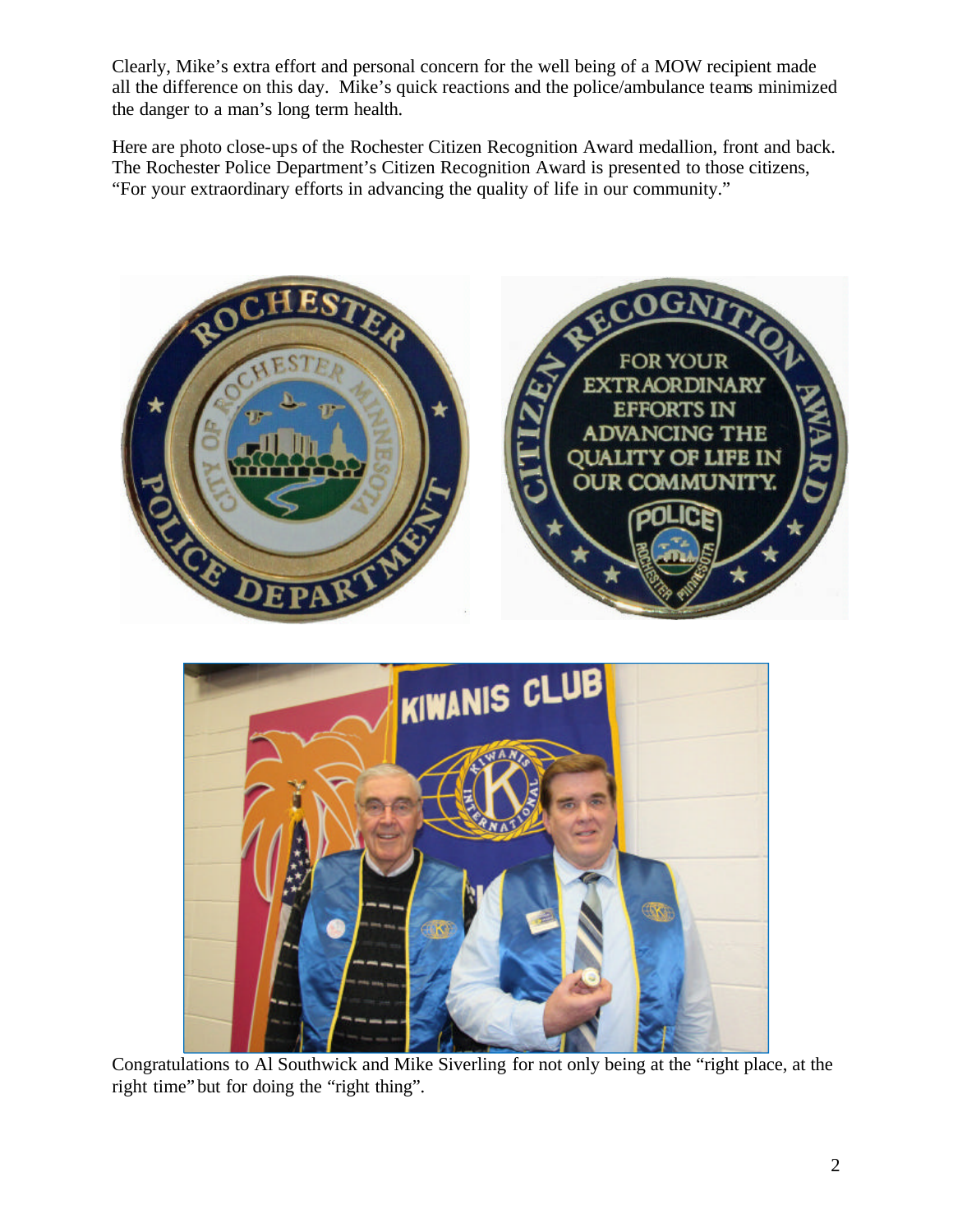Clearly, Mike's extra effort and personal concern for the well being of a MOW recipient made all the difference on this day. Mike's quick reactions and the police/ambulance teams minimized the danger to a man's long term health.

Here are photo close-ups of the Rochester Citizen Recognition Award medallion, front and back. The Rochester Police Department's Citizen Recognition Award is presented to those citizens, "For your extraordinary efforts in advancing the quality of life in our community."

Congratulations to Al Southwick and Mike Siverling for not only being at the "right place, at the right time" but for doing the "right thing".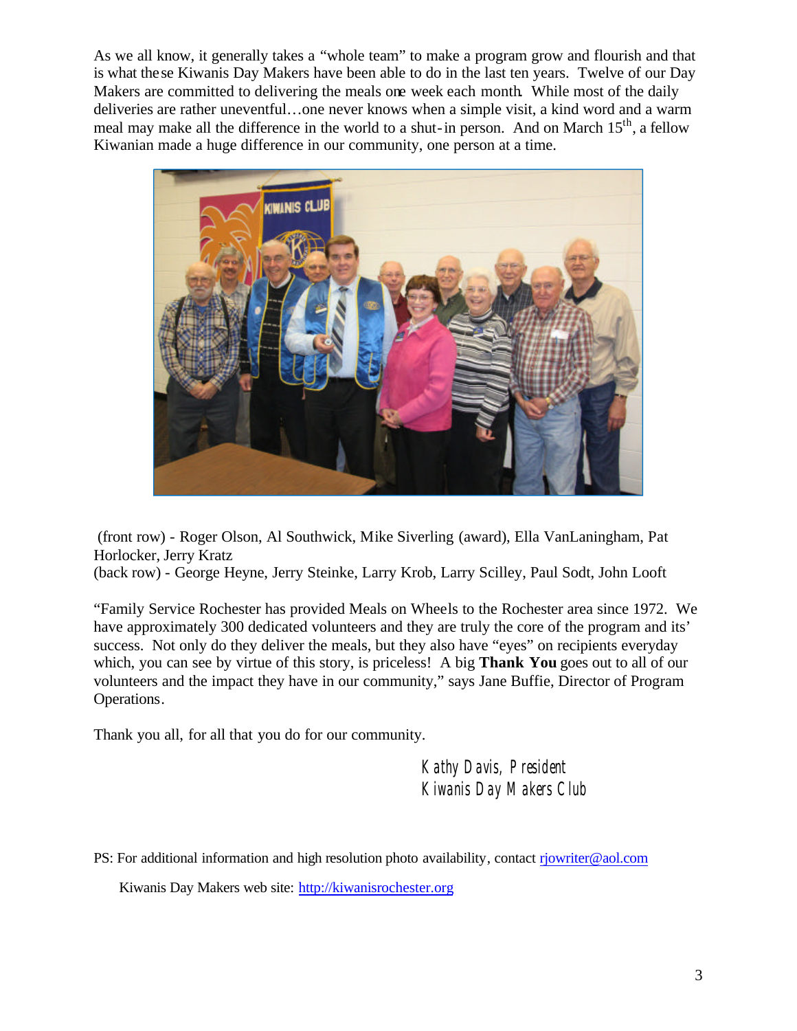As we all know, it generally takes a "whole team" to make a program grow and flourish and that is what these Kiwanis Day Makers have been able to do in the last ten years. Twelve of our Day Makers are committed to delivering the meals one week each month. While most of the daily deliveries are rather uneventful…one never knows when a simple visit, a kind word and a warm meal may make all the difference in the world to a shut-in person. And on March 15th, a fellow Kiwanian made a huge difference in our community, one person at a time.

(front row) - Roger Olson, Al Southwick, Mike Siverling (award), Ella VanLaningham, Pat Horlocker, Jerry Kratz
(back row) - George Heyne, Jerry Steinke, Larry Krob, Larry Scilley, Paul Sodt, John Looft

"Family Service Rochester has provided Meals on Wheels to the Rochester area since 1972. We have approximately 300 dedicated volunteers and they are truly the core of the program and its' success. Not only do they deliver the meals, but they also have "eyes" on recipients everyday which, you can see by virtue of this story, is priceless! A big **Thank You** goes out to all of our volunteers and the impact they have in our community," says Jane Buffie, Director of Program Operations.

Thank you all, for all that you do for our community.

Kathy Davis, President
Kiwanis Day Makers Club

PS: For additional information and high resolution photo availability, contact rjowriter@aol.com

Kiwanis Day Makers web site: http://kiwanisrochester.org